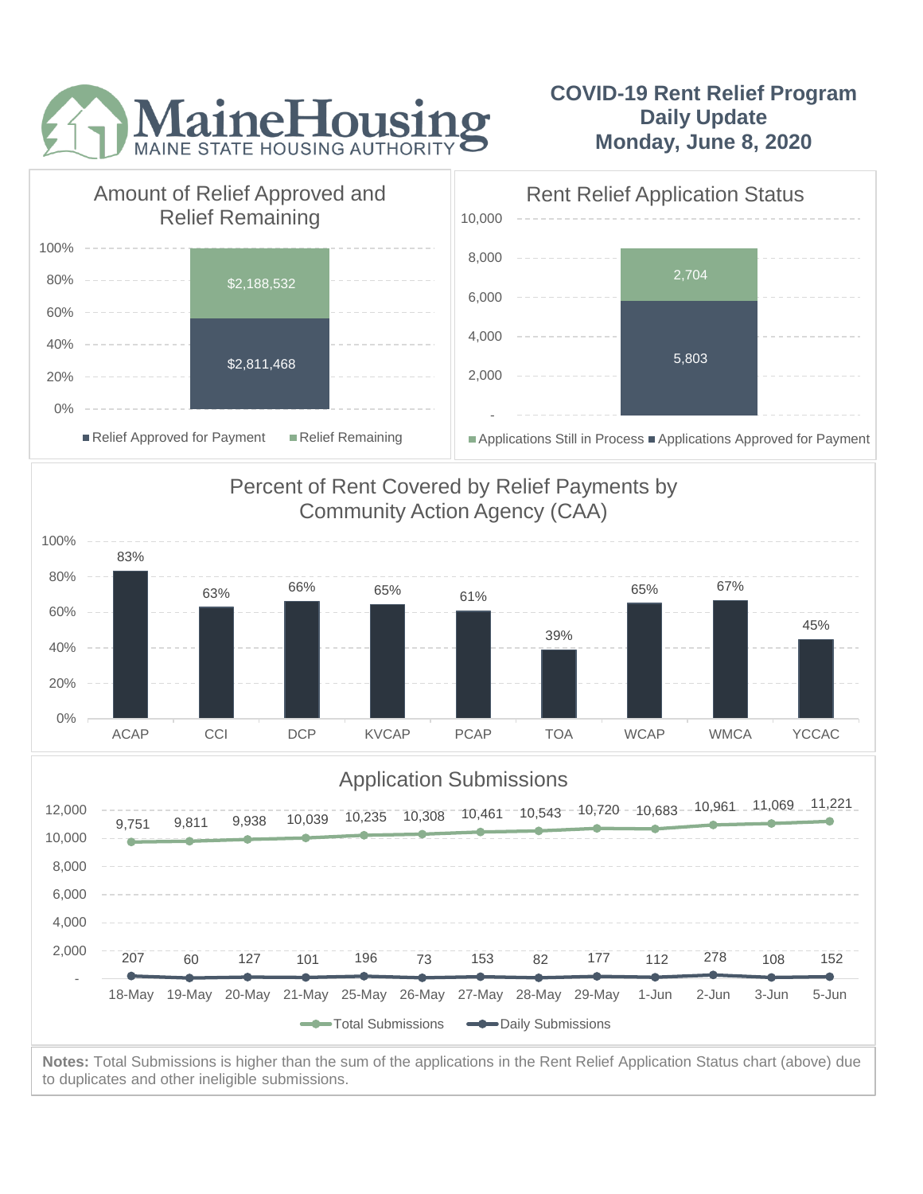# MaineHousing

MAINE STATE HOUSING AUTHORITY

## COVID-19 Rent Relief Program Daily Update Monday, June 8, 2020

### Amount of Relief Approved and Relief Remaining

| | Amount |
|---|---|
| Relief Approved for Payment | $2,811,468 |
| Relief Remaining | $2,188,532 |

### Rent Relief Application Status

| | Count |
|---|---|
| Applications Still in Process | 2,704 |
| Applications Approved for Payment | 5,803 |

### Percent of Rent Covered by Relief Payments by Community Action Agency (CAA)

| CAA | Percent |
|---|---|
| ACAP | 83% |
| CCI | 63% |
| DCP | 66% |
| KVCAP | 65% |
| PCAP | 61% |
| TOA | 39% |
| WCAP | 65% |
| WMCA | 67% |
| YCCAC | 45% |

### Application Submissions

| Date | Total Submissions | Daily Submissions |
|---|---|---|
| 18-May | 9,751 | 207 |
| 19-May | 9,811 | 60 |
| 20-May | 9,938 | 127 |
| 21-May | 10,039 | 101 |
| 25-May | 10,235 | 196 |
| 26-May | 10,308 | 73 |
| 27-May | 10,461 | 153 |
| 28-May | 10,543 | 82 |
| 29-May | 10,720 | 177 |
| 1-Jun | 10,683 | 112 |
| 2-Jun | 10,961 | 278 |
| 3-Jun | 11,069 | 108 |
| 5-Jun | 11,221 | 152 |

**Notes:** Total Submissions is higher than the sum of the applications in the Rent Relief Application Status chart (above) due to duplicates and other ineligible submissions.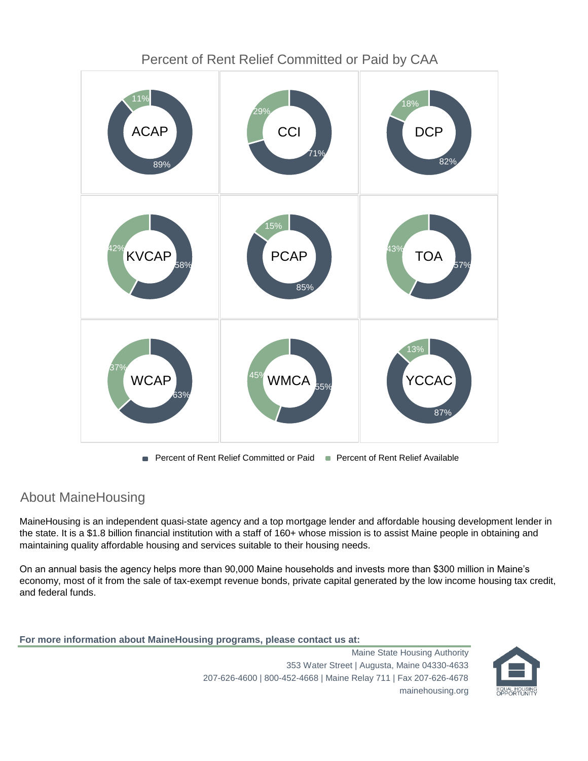## Percent of Rent Relief Committed or Paid by CAA

ACAP
11%
89%

CCI
29%
71%

DCP
18%
82%

KVCAP
42%
58%

PCAP
15%
85%

TOA
43%
57%

WCAP
37%
63%

WMCA
45%
55%

YCCAC
13%
87%

Percent of Rent Relief Committed or Paid
Percent of Rent Relief Available

## About MaineHousing

MaineHousing is an independent quasi-state agency and a top mortgage lender and affordable housing development lender in the state. It is a $1.8 billion financial institution with a staff of 160+ whose mission is to assist Maine people in obtaining and maintaining quality affordable housing and services suitable to their housing needs.

On an annual basis the agency helps more than 90,000 Maine households and invests more than $300 million in Maine's economy, most of it from the sale of tax-exempt revenue bonds, private capital generated by the low income housing tax credit, and federal funds.

**For more information about MaineHousing programs, please contact us at:**

Maine State Housing Authority
353 Water Street | Augusta, Maine 04330-4633
207-626-4600 | 800-452-4668 | Maine Relay 711 | Fax 207-626-4678
mainehousing.org

EQUAL HOUSING OPPORTUNITY